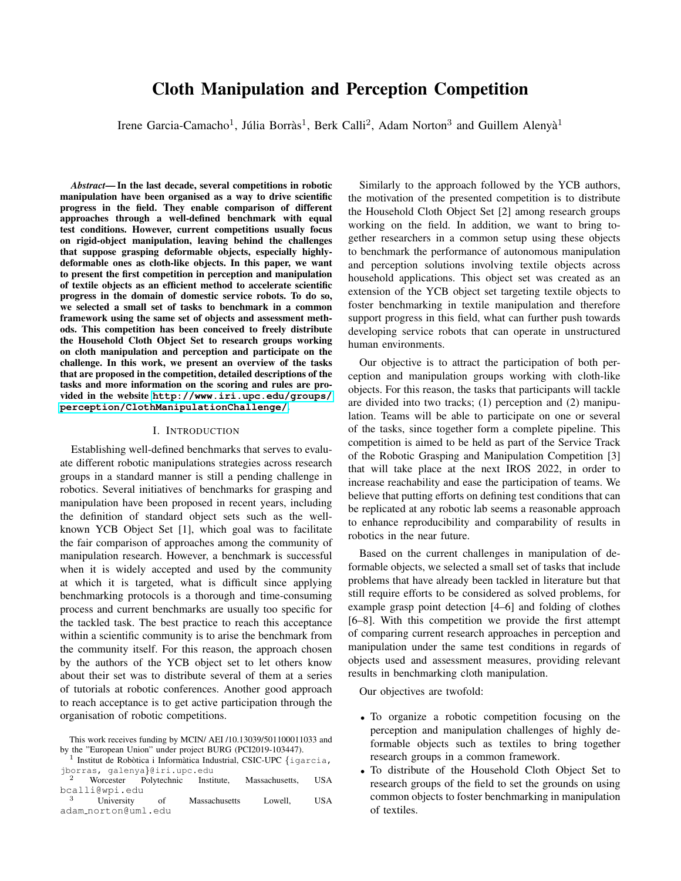# Cloth Manipulation and Perception Competition

Irene Garcia-Camacho[1], Júlia Borràs[1], Berk Calli[2], Adam Norton[3] and Guillem Alenyà[1]

***Abstract*— In the last decade, several competitions in robotic manipulation have been organised as a way to drive scientific progress in the field. They enable comparison of different approaches through a well-defined benchmark with equal test conditions. However, current competitions usually focus on rigid-object manipulation, leaving behind the challenges that suppose grasping deformable objects, especially highly-deformable ones as cloth-like objects. In this paper, we want to present the first competition in perception and manipulation of textile objects as an efficient method to accelerate scientific progress in the domain of domestic service robots. To do so, we selected a small set of tasks to benchmark in a common framework using the same set of objects and assessment methods. This competition has been conceived to freely distribute the Household Cloth Object Set to research groups working on cloth manipulation and perception and participate on the challenge. In this work, we present an overview of the tasks that are proposed in the competition, detailed descriptions of the tasks and more information on the scoring and rules are provided in the website http://www.iri.upc.edu/groups/perception/ClothManipulationChallenge/.**

## I. Introduction

Establishing well-defined benchmarks that serves to evaluate different robotic manipulations strategies across research groups in a standard manner is still a pending challenge in robotics. Several initiatives of benchmarks for grasping and manipulation have been proposed in recent years, including the definition of standard object sets such as the well-known YCB Object Set [1], which goal was to facilitate the fair comparison of approaches among the community of manipulation research. However, a benchmark is successful when it is widely accepted and used by the community at which it is targeted, what is difficult since applying benchmarking protocols is a thorough and time-consuming process and current benchmarks are usually too specific for the tackled task. The best practice to reach this acceptance within a scientific community is to arise the benchmark from the community itself. For this reason, the approach chosen by the authors of the YCB object set to let others know about their set was to distribute several of them at a series of tutorials at robotic conferences. Another good approach to reach acceptance is to get active participation through the organisation of robotic competitions.

Similarly to the approach followed by the YCB authors, the motivation of the presented competition is to distribute the Household Cloth Object Set [2] among research groups working on the field. In addition, we want to bring together researchers in a common setup using these objects to benchmark the performance of autonomous manipulation and perception solutions involving textile objects across household applications. This object set was created as an extension of the YCB object set targeting textile objects to foster benchmarking in textile manipulation and therefore support progress in this field, what can further push towards developing service robots that can operate in unstructured human environments.

Our objective is to attract the participation of both perception and manipulation groups working with cloth-like objects. For this reason, the tasks that participants will tackle are divided into two tracks; (1) perception and (2) manipulation. Teams will be able to participate on one or several of the tasks, since together form a complete pipeline. This competition is aimed to be held as part of the Service Track of the Robotic Grasping and Manipulation Competition [3] that will take place at the next IROS 2022, in order to increase reachability and ease the participation of teams. We believe that putting efforts on defining test conditions that can be replicated at any robotic lab seems a reasonable approach to enhance reproducibility and comparability of results in robotics in the near future.

Based on the current challenges in manipulation of deformable objects, we selected a small set of tasks that include problems that have already been tackled in literature but that still require efforts to be considered as solved problems, for example grasp point detection [4–6] and folding of clothes [6–8]. With this competition we provide the first attempt of comparing current research approaches in perception and manipulation under the same test conditions in regards of objects used and assessment measures, providing relevant results in benchmarking cloth manipulation.

Our objectives are twofold:

- To organize a robotic competition focusing on the perception and manipulation challenges of highly deformable objects such as textiles to bring together research groups in a common framework.
- To distribute of the Household Cloth Object Set to research groups of the field to set the grounds on using common objects to foster benchmarking in manipulation of textiles.

This work receives funding by MCIN/ AEI /10.13039/501100011033 and by the "European Union" under project BURG (PCI2019-103447).

[1] Institut de Robòtica i Informàtica Industrial, CSIC-UPC {igarcia, jborras, galenya}@iri.upc.edu

[2] Worcester Polytechnic Institute, Massachusetts, USA bcalli@wpi.edu

[3] University of Massachusetts Lowell, USA adam_norton@uml.edu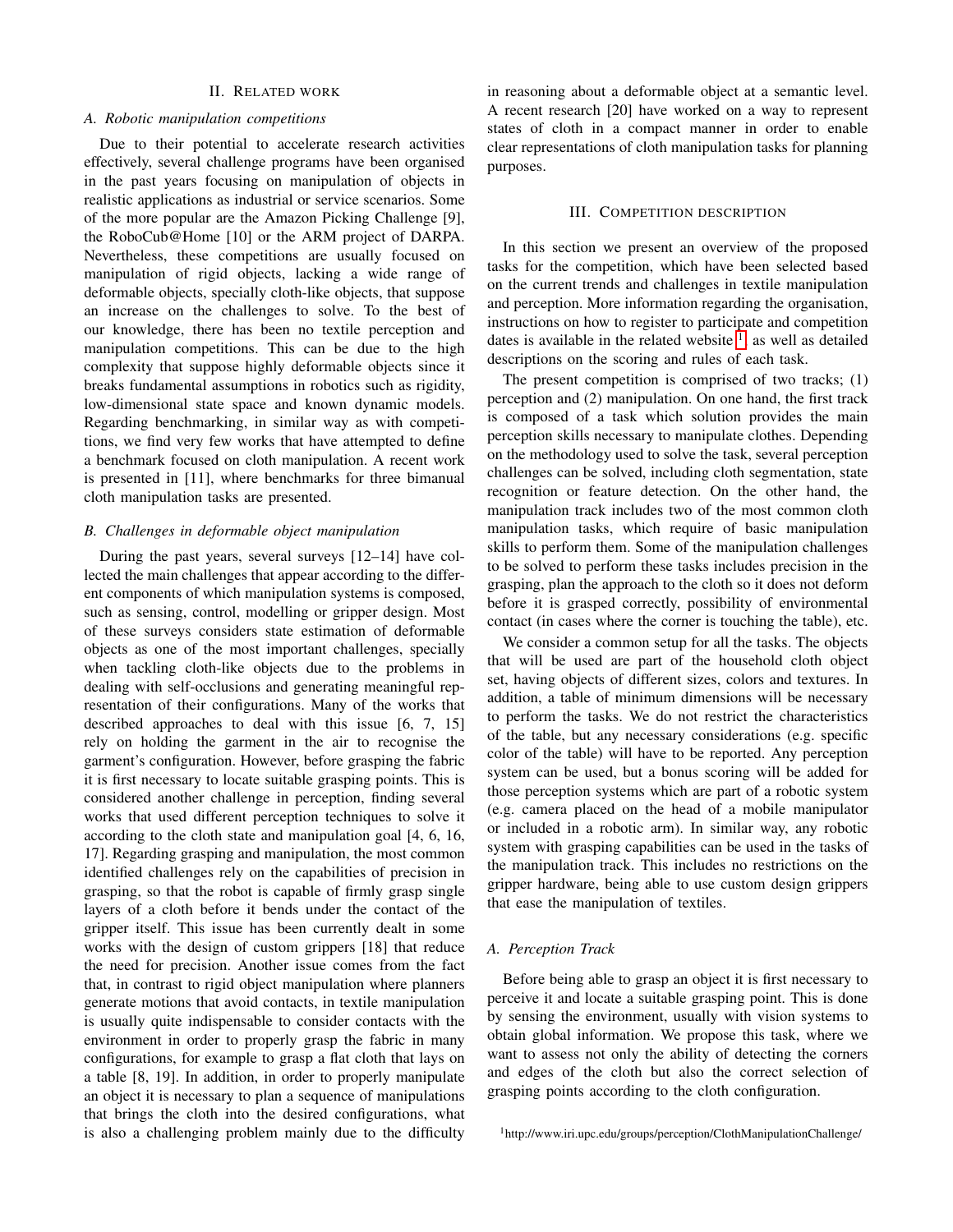## II. Related work

### A. Robotic manipulation competitions

Due to their potential to accelerate research activities effectively, several challenge programs have been organised in the past years focusing on manipulation of objects in realistic applications as industrial or service scenarios. Some of the more popular are the Amazon Picking Challenge [9], the RoboCub@Home [10] or the ARM project of DARPA. Nevertheless, these competitions are usually focused on manipulation of rigid objects, lacking a wide range of deformable objects, specially cloth-like objects, that suppose an increase on the challenges to solve. To the best of our knowledge, there has been no textile perception and manipulation competitions. This can be due to the high complexity that suppose highly deformable objects since it breaks fundamental assumptions in robotics such as rigidity, low-dimensional state space and known dynamic models. Regarding benchmarking, in similar way as with competitions, we find very few works that have attempted to define a benchmark focused on cloth manipulation. A recent work is presented in [11], where benchmarks for three bimanual cloth manipulation tasks are presented.

### B. Challenges in deformable object manipulation

During the past years, several surveys [12–14] have collected the main challenges that appear according to the different components of which manipulation systems is composed, such as sensing, control, modelling or gripper design. Most of these surveys considers state estimation of deformable objects as one of the most important challenges, specially when tackling cloth-like objects due to the problems in dealing with self-occlusions and generating meaningful representation of their configurations. Many of the works that described approaches to deal with this issue [6, 7, 15] rely on holding the garment in the air to recognise the garment's configuration. However, before grasping the fabric it is first necessary to locate suitable grasping points. This is considered another challenge in perception, finding several works that used different perception techniques to solve it according to the cloth state and manipulation goal [4, 6, 16, 17]. Regarding grasping and manipulation, the most common identified challenges rely on the capabilities of precision in grasping, so that the robot is capable of firmly grasp single layers of a cloth before it bends under the contact of the gripper itself. This issue has been currently dealt in some works with the design of custom grippers [18] that reduce the need for precision. Another issue comes from the fact that, in contrast to rigid object manipulation where planners generate motions that avoid contacts, in textile manipulation is usually quite indispensable to consider contacts with the environment in order to properly grasp the fabric in many configurations, for example to grasp a flat cloth that lays on a table [8, 19]. In addition, in order to properly manipulate an object it is necessary to plan a sequence of manipulations that brings the cloth into the desired configurations, what is also a challenging problem mainly due to the difficulty in reasoning about a deformable object at a semantic level. A recent research [20] have worked on a way to represent states of cloth in a compact manner in order to enable clear representations of cloth manipulation tasks for planning purposes.

## III. Competition description

In this section we present an overview of the proposed tasks for the competition, which have been selected based on the current trends and challenges in textile manipulation and perception. More information regarding the organisation, instructions on how to register to participate and competition dates is available in the related website [1] as well as detailed descriptions on the scoring and rules of each task.

The present competition is comprised of two tracks; (1) perception and (2) manipulation. On one hand, the first track is composed of a task which solution provides the main perception skills necessary to manipulate clothes. Depending on the methodology used to solve the task, several perception challenges can be solved, including cloth segmentation, state recognition or feature detection. On the other hand, the manipulation track includes two of the most common cloth manipulation tasks, which require of basic manipulation skills to perform them. Some of the manipulation challenges to be solved to perform these tasks includes precision in the grasping, plan the approach to the cloth so it does not deform before it is grasped correctly, possibility of environmental contact (in cases where the corner is touching the table), etc.

We consider a common setup for all the tasks. The objects that will be used are part of the household cloth object set, having objects of different sizes, colors and textures. In addition, a table of minimum dimensions will be necessary to perform the tasks. We do not restrict the characteristics of the table, but any necessary considerations (e.g. specific color of the table) will have to be reported. Any perception system can be used, but a bonus scoring will be added for those perception systems which are part of a robotic system (e.g. camera placed on the head of a mobile manipulator or included in a robotic arm). In similar way, any robotic system with grasping capabilities can be used in the tasks of the manipulation track. This includes no restrictions on the gripper hardware, being able to use custom design grippers that ease the manipulation of textiles.

### A. Perception Track

Before being able to grasp an object it is first necessary to perceive it and locate a suitable grasping point. This is done by sensing the environment, usually with vision systems to obtain global information. We propose this task, where we want to assess not only the ability of detecting the corners and edges of the cloth but also the correct selection of grasping points according to the cloth configuration.

[1] http://www.iri.upc.edu/groups/perception/ClothManipulationChallenge/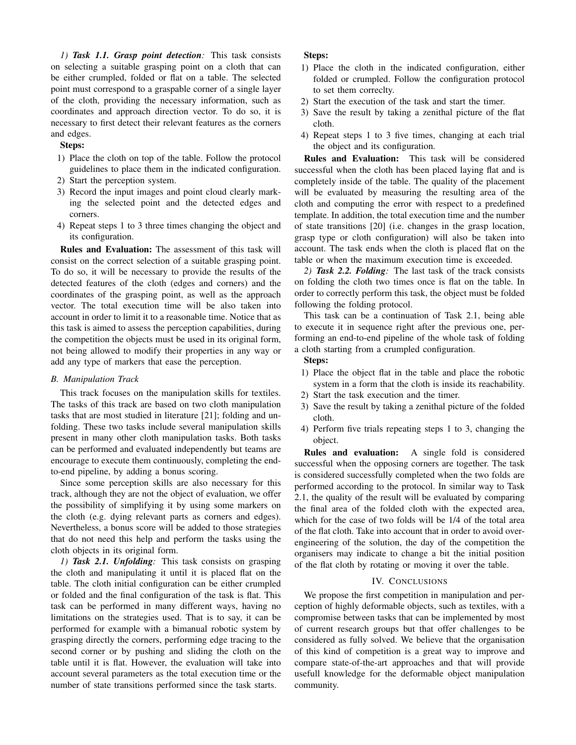*1) **Task 1.1. Grasp point detection**:* This task consists on selecting a suitable grasping point on a cloth that can be either crumpled, folded or flat on a table. The selected point must correspond to a graspable corner of a single layer of the cloth, providing the necessary information, such as coordinates and approach direction vector. To do so, it is necessary to first detect their relevant features as the corners and edges.

**Steps:**

1) Place the cloth on top of the table. Follow the protocol guidelines to place them in the indicated configuration.
2) Start the perception system.
3) Record the input images and point cloud clearly marking the selected point and the detected edges and corners.
4) Repeat steps 1 to 3 three times changing the object and its configuration.

**Rules and Evaluation:** The assessment of this task will consist on the correct selection of a suitable grasping point. To do so, it will be necessary to provide the results of the detected features of the cloth (edges and corners) and the coordinates of the grasping point, as well as the approach vector. The total execution time will be also taken into account in order to limit it to a reasonable time. Notice that as this task is aimed to assess the perception capabilities, during the competition the objects must be used in its original form, not being allowed to modify their properties in any way or add any type of markers that ease the perception.

### B. Manipulation Track

This track focuses on the manipulation skills for textiles. The tasks of this track are based on two cloth manipulation tasks that are most studied in literature [21]; folding and unfolding. These two tasks include several manipulation skills present in many other cloth manipulation tasks. Both tasks can be performed and evaluated independently but teams are encourage to execute them continuously, completing the end-to-end pipeline, by adding a bonus scoring.

Since some perception skills are also necessary for this track, although they are not the object of evaluation, we offer the possibility of simplifying it by using some markers on the cloth (e.g. dying relevant parts as corners and edges). Nevertheless, a bonus score will be added to those strategies that do not need this help and perform the tasks using the cloth objects in its original form.

*1) **Task 2.1. Unfolding**:* This task consists on grasping the cloth and manipulating it until it is placed flat on the table. The cloth initial configuration can be either crumpled or folded and the final configuration of the task is flat. This task can be performed in many different ways, having no limitations on the strategies used. That is to say, it can be performed for example with a bimanual robotic system by grasping directly the corners, performing edge tracing to the second corner or by pushing and sliding the cloth on the table until it is flat. However, the evaluation will take into account several parameters as the total execution time or the number of state transitions performed since the task starts.

**Steps:**

1) Place the cloth in the indicated configuration, either folded or crumpled. Follow the configuration protocol to set them correclty.
2) Start the execution of the task and start the timer.
3) Save the result by taking a zenithal picture of the flat cloth.
4) Repeat steps 1 to 3 five times, changing at each trial the object and its configuration.

**Rules and Evaluation:** This task will be considered successful when the cloth has been placed laying flat and is completely inside of the table. The quality of the placement will be evaluated by measuring the resulting area of the cloth and computing the error with respect to a predefined template. In addition, the total execution time and the number of state transitions [20] (i.e. changes in the grasp location, grasp type or cloth configuration) will also be taken into account. The task ends when the cloth is placed flat on the table or when the maximum execution time is exceeded.

*2) **Task 2.2. Folding**:* The last task of the track consists on folding the cloth two times once is flat on the table. In order to correctly perform this task, the object must be folded following the folding protocol.

This task can be a continuation of Task 2.1, being able to execute it in sequence right after the previous one, performing an end-to-end pipeline of the whole task of folding a cloth starting from a crumpled configuration.

**Steps:**

1) Place the object flat in the table and place the robotic system in a form that the cloth is inside its reachability.
2) Start the task execution and the timer.
3) Save the result by taking a zenithal picture of the folded cloth.
4) Perform five trials repeating steps 1 to 3, changing the object.

**Rules and evaluation:** A single fold is considered successful when the opposing corners are together. The task is considered successfully completed when the two folds are performed according to the protocol. In similar way to Task 2.1, the quality of the result will be evaluated by comparing the final area of the folded cloth with the expected area, which for the case of two folds will be 1/4 of the total area of the flat cloth. Take into account that in order to avoid over-engineering of the solution, the day of the competition the organisers may indicate to change a bit the initial position of the flat cloth by rotating or moving it over the table.

## IV. Conclusions

We propose the first competition in manipulation and perception of highly deformable objects, such as textiles, with a compromise between tasks that can be implemented by most of current research groups but that offer challenges to be considered as fully solved. We believe that the organisation of this kind of competition is a great way to improve and compare state-of-the-art approaches and that will provide usefull knowledge for the deformable object manipulation community.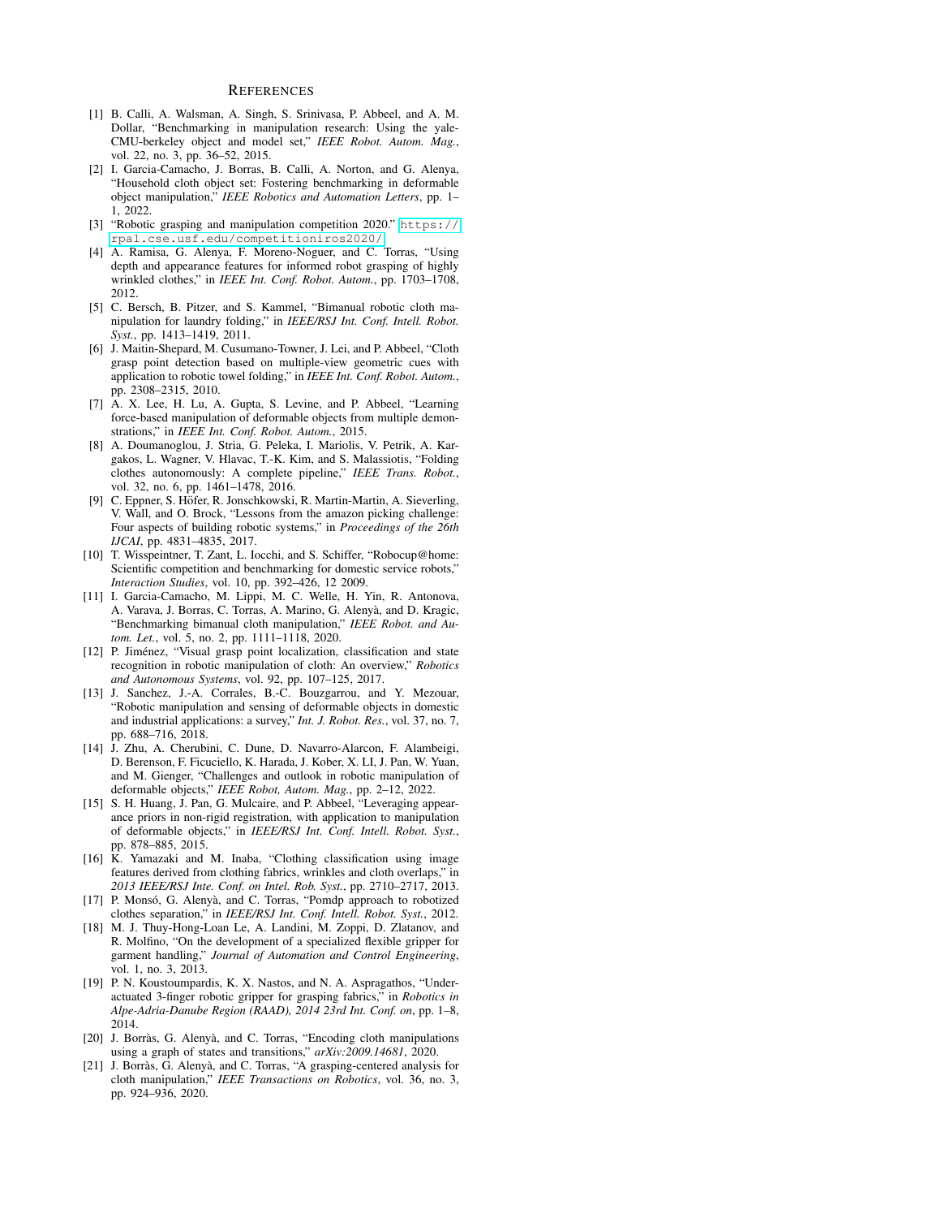# References

[1] B. Calli, A. Walsman, A. Singh, S. Srinivasa, P. Abbeel, and A. M. Dollar, "Benchmarking in manipulation research: Using the yale-CMU-berkeley object and model set," *IEEE Robot. Autom. Mag.*, vol. 22, no. 3, pp. 36–52, 2015.

[2] I. Garcia-Camacho, J. Borras, B. Calli, A. Norton, and G. Alenya, "Household cloth object set: Fostering benchmarking in deformable object manipulation," *IEEE Robotics and Automation Letters*, pp. 1–1, 2022.

[3] "Robotic grasping and manipulation competition 2020." https://rpal.cse.usf.edu/competitioniros2020/

[4] A. Ramisa, G. Alenya, F. Moreno-Noguer, and C. Torras, "Using depth and appearance features for informed robot grasping of highly wrinkled clothes," in *IEEE Int. Conf. Robot. Autom.*, pp. 1703–1708, 2012.

[5] C. Bersch, B. Pitzer, and S. Kammel, "Bimanual robotic cloth manipulation for laundry folding," in *IEEE/RSJ Int. Conf. Intell. Robot. Syst.*, pp. 1413–1419, 2011.

[6] J. Maitin-Shepard, M. Cusumano-Towner, J. Lei, and P. Abbeel, "Cloth grasp point detection based on multiple-view geometric cues with application to robotic towel folding," in *IEEE Int. Conf. Robot. Autom.*, pp. 2308–2315, 2010.

[7] A. X. Lee, H. Lu, A. Gupta, S. Levine, and P. Abbeel, "Learning force-based manipulation of deformable objects from multiple demonstrations," in *IEEE Int. Conf. Robot. Autom.*, 2015.

[8] A. Doumanoglou, J. Stria, G. Peleka, I. Mariolis, V. Petrik, A. Kargakos, L. Wagner, V. Hlavac, T.-K. Kim, and S. Malassiotis, "Folding clothes autonomously: A complete pipeline," *IEEE Trans. Robot.*, vol. 32, no. 6, pp. 1461–1478, 2016.

[9] C. Eppner, S. Höfer, R. Jonschkowski, R. Martin-Martin, A. Sieverling, V. Wall, and O. Brock, "Lessons from the amazon picking challenge: Four aspects of building robotic systems," in *Proceedings of the 26th IJCAI*, pp. 4831–4835, 2017.

[10] T. Wisspeintner, T. Zant, L. Iocchi, and S. Schiffer, "Robocup@home: Scientific competition and benchmarking for domestic service robots," *Interaction Studies*, vol. 10, pp. 392–426, 12 2009.

[11] I. Garcia-Camacho, M. Lippi, M. C. Welle, H. Yin, R. Antonova, A. Varava, J. Borras, C. Torras, A. Marino, G. Alenyà, and D. Kragic, "Benchmarking bimanual cloth manipulation," *IEEE Robot. and Autom. Let.*, vol. 5, no. 2, pp. 1111–1118, 2020.

[12] P. Jiménez, "Visual grasp point localization, classification and state recognition in robotic manipulation of cloth: An overview," *Robotics and Autonomous Systems*, vol. 92, pp. 107–125, 2017.

[13] J. Sanchez, J.-A. Corrales, B.-C. Bouzgarrou, and Y. Mezouar, "Robotic manipulation and sensing of deformable objects in domestic and industrial applications: a survey," *Int. J. Robot. Res.*, vol. 37, no. 7, pp. 688–716, 2018.

[14] J. Zhu, A. Cherubini, C. Dune, D. Navarro-Alarcon, F. Alambeigi, D. Berenson, F. Ficuciello, K. Harada, J. Kober, X. LI, J. Pan, W. Yuan, and M. Gienger, "Challenges and outlook in robotic manipulation of deformable objects," *IEEE Robot, Autom. Mag.*, pp. 2–12, 2022.

[15] S. H. Huang, J. Pan, G. Mulcaire, and P. Abbeel, "Leveraging appearance priors in non-rigid registration, with application to manipulation of deformable objects," in *IEEE/RSJ Int. Conf. Intell. Robot. Syst.*, pp. 878–885, 2015.

[16] K. Yamazaki and M. Inaba, "Clothing classification using image features derived from clothing fabrics, wrinkles and cloth overlaps," in *2013 IEEE/RSJ Inte. Conf. on Intel. Rob. Syst.*, pp. 2710–2717, 2013.

[17] P. Monsó, G. Alenyà, and C. Torras, "Pomdp approach to robotized clothes separation," in *IEEE/RSJ Int. Conf. Intell. Robot. Syst.*, 2012.

[18] M. J. Thuy-Hong-Loan Le, A. Landini, M. Zoppi, D. Zlatanov, and R. Molfino, "On the development of a specialized flexible gripper for garment handling," *Journal of Automation and Control Engineering*, vol. 1, no. 3, 2013.

[19] P. N. Koustoumpardis, K. X. Nastos, and N. A. Aspragathos, "Underactuated 3-finger robotic gripper for grasping fabrics," in *Robotics in Alpe-Adria-Danube Region (RAAD), 2014 23rd Int. Conf. on*, pp. 1–8, 2014.

[20] J. Borràs, G. Alenyà, and C. Torras, "Encoding cloth manipulations using a graph of states and transitions," *arXiv:2009.14681*, 2020.

[21] J. Borràs, G. Alenyà, and C. Torras, "A grasping-centered analysis for cloth manipulation," *IEEE Transactions on Robotics*, vol. 36, no. 3, pp. 924–936, 2020.